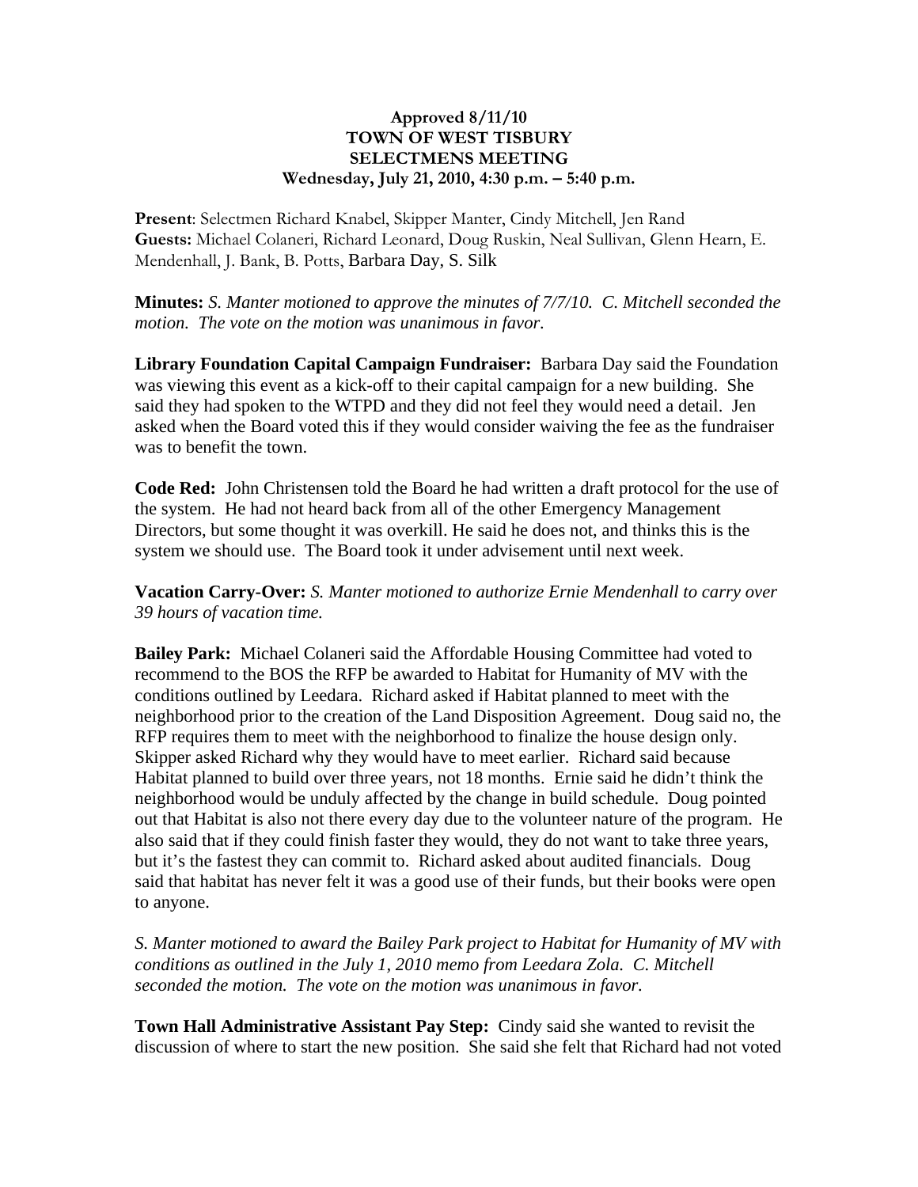**Approved 8/11/10**
**TOWN OF WEST TISBURY**
**SELECTMENS MEETING**
**Wednesday, July 21, 2010, 4:30 p.m. – 5:40 p.m.**

**Present**: Selectmen Richard Knabel, Skipper Manter, Cindy Mitchell, Jen Rand
**Guests:** Michael Colaneri, Richard Leonard, Doug Ruskin, Neal Sullivan, Glenn Hearn, E. Mendenhall, J. Bank, B. Potts, Barbara Day, S. Silk

**Minutes:** *S. Manter motioned to approve the minutes of 7/7/10. C. Mitchell seconded the motion. The vote on the motion was unanimous in favor.*

**Library Foundation Capital Campaign Fundraiser:** Barbara Day said the Foundation was viewing this event as a kick-off to their capital campaign for a new building. She said they had spoken to the WTPD and they did not feel they would need a detail. Jen asked when the Board voted this if they would consider waiving the fee as the fundraiser was to benefit the town.

**Code Red:** John Christensen told the Board he had written a draft protocol for the use of the system. He had not heard back from all of the other Emergency Management Directors, but some thought it was overkill. He said he does not, and thinks this is the system we should use. The Board took it under advisement until next week.

**Vacation Carry-Over:** *S. Manter motioned to authorize Ernie Mendenhall to carry over 39 hours of vacation time.*

**Bailey Park:** Michael Colaneri said the Affordable Housing Committee had voted to recommend to the BOS the RFP be awarded to Habitat for Humanity of MV with the conditions outlined by Leedara. Richard asked if Habitat planned to meet with the neighborhood prior to the creation of the Land Disposition Agreement. Doug said no, the RFP requires them to meet with the neighborhood to finalize the house design only. Skipper asked Richard why they would have to meet earlier. Richard said because Habitat planned to build over three years, not 18 months. Ernie said he didn't think the neighborhood would be unduly affected by the change in build schedule. Doug pointed out that Habitat is also not there every day due to the volunteer nature of the program. He also said that if they could finish faster they would, they do not want to take three years, but it's the fastest they can commit to. Richard asked about audited financials. Doug said that habitat has never felt it was a good use of their funds, but their books were open to anyone.

*S. Manter motioned to award the Bailey Park project to Habitat for Humanity of MV with conditions as outlined in the July 1, 2010 memo from Leedara Zola. C. Mitchell seconded the motion. The vote on the motion was unanimous in favor.*

**Town Hall Administrative Assistant Pay Step:** Cindy said she wanted to revisit the discussion of where to start the new position. She said she felt that Richard had not voted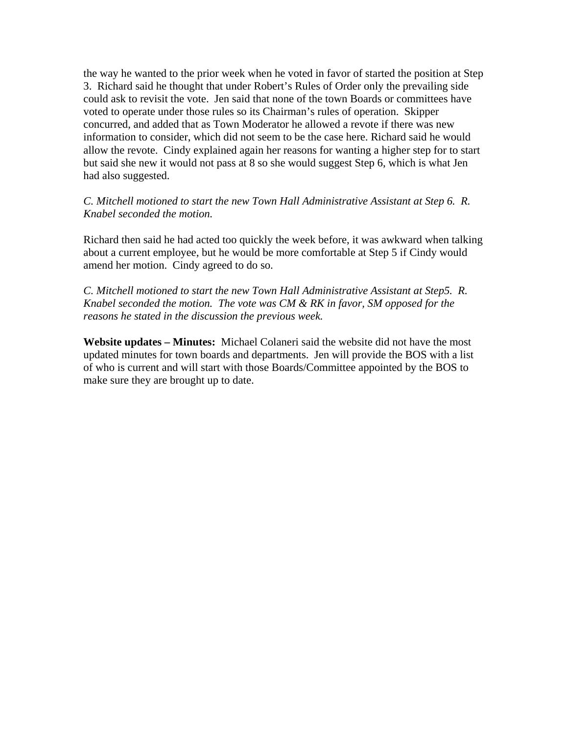the way he wanted to the prior week when he voted in favor of started the position at Step 3. Richard said he thought that under Robert's Rules of Order only the prevailing side could ask to revisit the vote. Jen said that none of the town Boards or committees have voted to operate under those rules so its Chairman's rules of operation. Skipper concurred, and added that as Town Moderator he allowed a revote if there was new information to consider, which did not seem to be the case here. Richard said he would allow the revote. Cindy explained again her reasons for wanting a higher step for to start but said she new it would not pass at 8 so she would suggest Step 6, which is what Jen had also suggested.

*C. Mitchell motioned to start the new Town Hall Administrative Assistant at Step 6. R. Knabel seconded the motion.*

Richard then said he had acted too quickly the week before, it was awkward when talking about a current employee, but he would be more comfortable at Step 5 if Cindy would amend her motion. Cindy agreed to do so.

*C. Mitchell motioned to start the new Town Hall Administrative Assistant at Step5. R. Knabel seconded the motion. The vote was CM & RK in favor, SM opposed for the reasons he stated in the discussion the previous week.*

**Website updates – Minutes:** Michael Colaneri said the website did not have the most updated minutes for town boards and departments. Jen will provide the BOS with a list of who is current and will start with those Boards/Committee appointed by the BOS to make sure they are brought up to date.